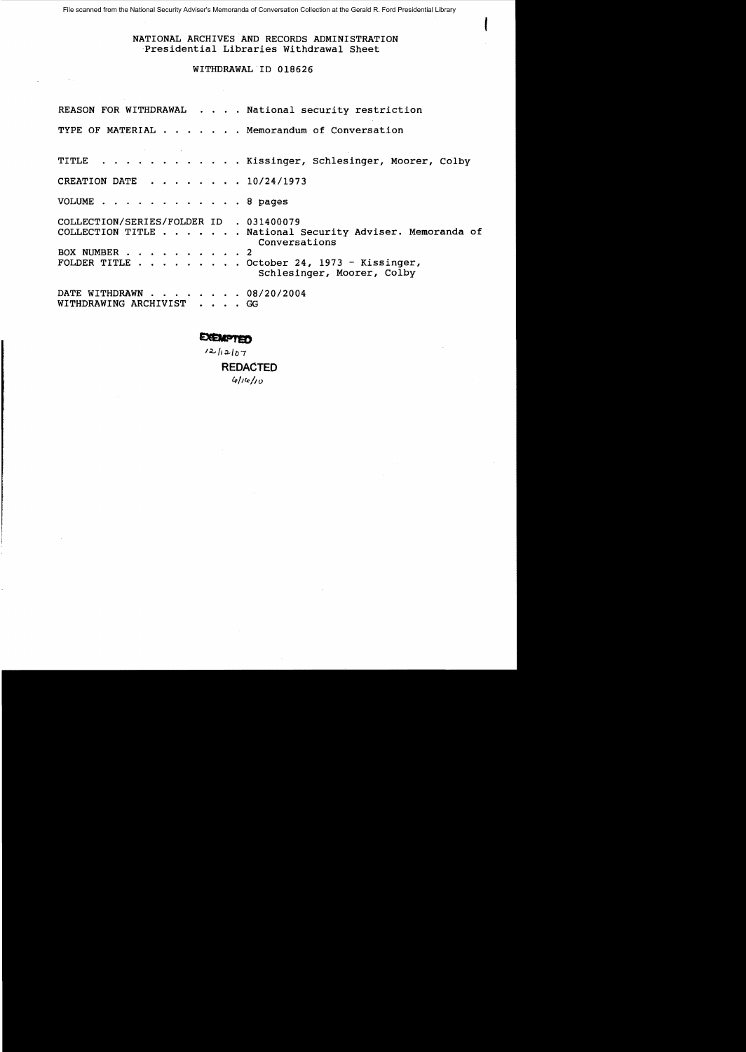File scanned from the National Security Adviser's Memoranda of Conversation Collection at the Gerald R. Ford Presidential Library

NATIONAL ARCHIVES AND RECORDS ADMINISTRATION
Presidential Libraries Withdrawal Sheet

WITHDRAWAL ID 018626

REASON FOR WITHDRAWAL . . . . National security restriction

TYPE OF MATERIAL . . . . . . . Memorandum of Conversation

TITLE . . . . . . . . . . . . Kissinger, Schlesinger, Moorer, Colby

CREATION DATE . . . . . . . . 10/24/1973

VOLUME . . . . . . . . . . . . 8 pages

COLLECTION/SERIES/FOLDER ID . 031400079
COLLECTION TITLE . . . . . . . National Security Adviser. Memoranda of Conversations
BOX NUMBER . . . . . . . . . . 2
FOLDER TITLE . . . . . . . . . October 24, 1973 - Kissinger, Schlesinger, Moorer, Colby

DATE WITHDRAWN . . . . . . . . 08/20/2004
WITHDRAWING ARCHIVIST . . . . GG

EXEMPTED
12/12/07
REDACTED
6/16/10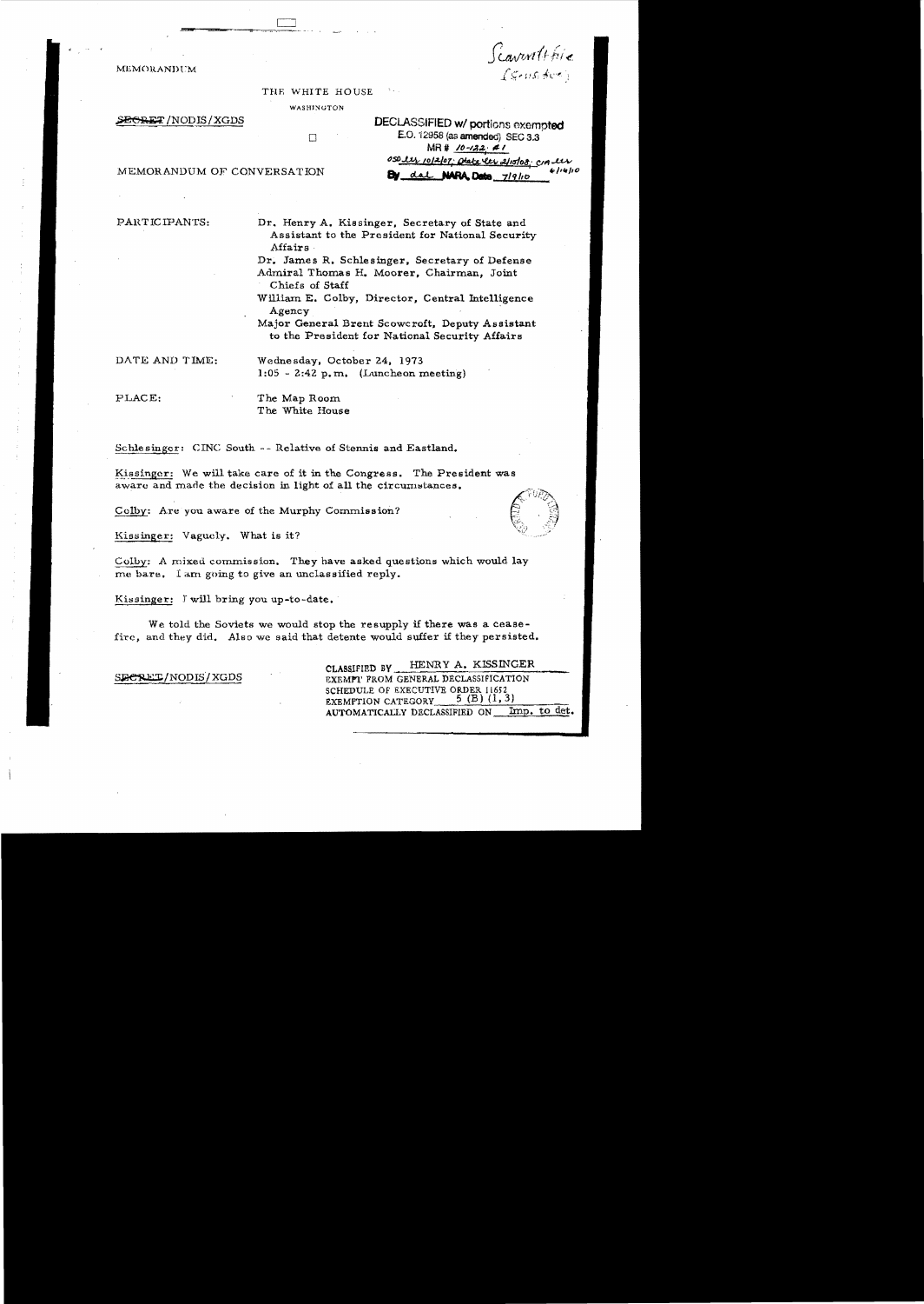MEMORANDUM

Scowcroft file (Scowcroft)

THE WHITE HOUSE

WASHINGTON

~~SECRET~~/NODIS/XGDS

DECLASSIFIED w/ portions exempted
E.O. 12958 (as amended) SEC 3.3
MR # 10-132, #1
OSD ltr 10/2/07; State ltr 2/10/08; CIA ltr 6/14/10
By dal NARA, Date 7/9/10

MEMORANDUM OF CONVERSATION

PARTICIPANTS:

Dr. Henry A. Kissinger, Secretary of State and Assistant to the President for National Security Affairs

Dr. James R. Schlesinger, Secretary of Defense

Admiral Thomas H. Moorer, Chairman, Joint Chiefs of Staff

William E. Colby, Director, Central Intelligence Agency

Major General Brent Scowcroft, Deputy Assistant to the President for National Security Affairs

DATE AND TIME:

Wednesday, October 24, 1973
1:05 - 2:42 p.m. (Luncheon meeting)

PLACE:

The Map Room
The White House

Schlesinger: CINC South -- Relative of Stennis and Eastland.

Kissinger: We will take care of it in the Congress. The President was aware and made the decision in light of all the circumstances.

Colby: Are you aware of the Murphy Commission?

Kissinger: Vaguely. What is it?

Colby: A mixed commission. They have asked questions which would lay me bare. I am going to give an unclassified reply.

Kissinger: I will bring you up-to-date.

We told the Soviets we would stop the resupply if there was a ceasefire, and they did. Also we said that detente would suffer if they persisted.

~~SECRET~~/NODIS/XGDS

CLASSIFIED BY HENRY A. KISSINGER
EXEMPT FROM GENERAL DECLASSIFICATION
SCHEDULE OF EXECUTIVE ORDER 11652
EXEMPTION CATEGORY 5 (B) (1, 3)
AUTOMATICALLY DECLASSIFIED ON Imp. to det.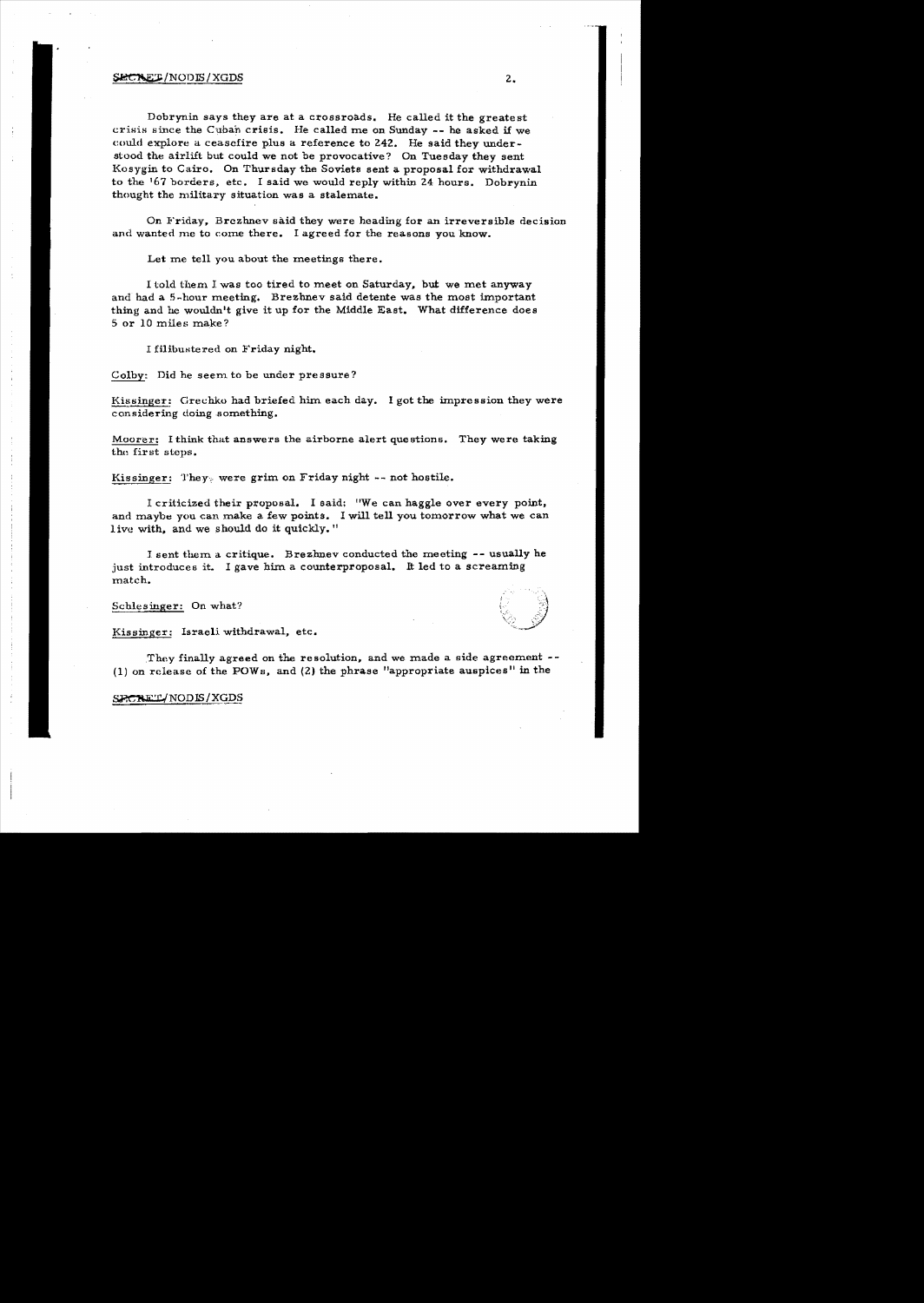SECRET/NODIS/XGDS

Dobrynin says they are at a crossroads. He called it the greatest crisis since the Cuban crisis. He called me on Sunday -- he asked if we could explore a ceasefire plus a reference to 242. He said they understood the airlift but could we not be provocative? On Tuesday they sent Kosygin to Cairo. On Thursday the Soviets sent a proposal for withdrawal to the '67 borders, etc. I said we would reply within 24 hours. Dobrynin thought the military situation was a stalemate.

On Friday, Brezhnev said they were heading for an irreversible decision and wanted me to come there. I agreed for the reasons you know.

Let me tell you about the meetings there.

I told them I was too tired to meet on Saturday, but we met anyway and had a 5-hour meeting. Brezhnev said detente was the most important thing and he wouldn't give it up for the Middle East. What difference does 5 or 10 miles make?

I filibustered on Friday night.

Colby: Did he seem to be under pressure?

Kissinger: Grechko had briefed him each day. I got the impression they were considering doing something.

Moorer: I think that answers the airborne alert questions. They were taking the first steps.

Kissinger: They were grim on Friday night -- not hostile.

I criticized their proposal. I said: "We can haggle over every point, and maybe you can make a few points. I will tell you tomorrow what we can live with, and we should do it quickly."

I sent them a critique. Brezhnev conducted the meeting -- usually he just introduces it. I gave him a counterproposal. It led to a screaming match.

Schlesinger: On what?

Kissinger: Israeli withdrawal, etc.

They finally agreed on the resolution, and we made a side agreement -- (1) on release of the POWs, and (2) the phrase "appropriate auspices" in the

SECRET/NODIS/XGDS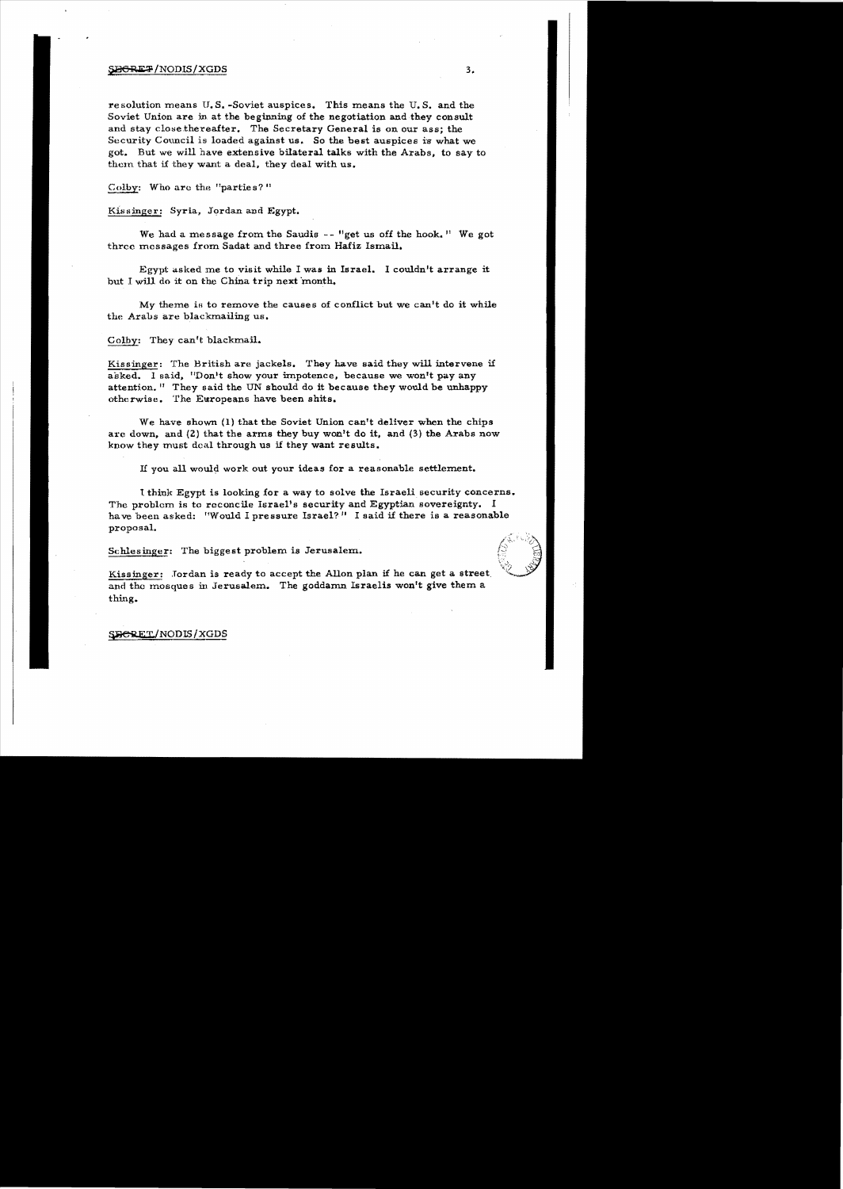resolution means U.S.-Soviet auspices. This means the U.S. and the Soviet Union are in at the beginning of the negotiation and they consult and stay close thereafter. The Secretary General is on our ass; the Security Council is loaded against us. So the best auspices is what we got. But we will have extensive bilateral talks with the Arabs, to say to them that if they want a deal, they deal with us.

Colby: Who are the "parties?"

Kissinger: Syria, Jordan and Egypt.

We had a message from the Saudis -- "get us off the hook." We got three messages from Sadat and three from Hafiz Ismail.

Egypt asked me to visit while I was in Israel. I couldn't arrange it but I will do it on the China trip next month.

My theme is to remove the causes of conflict but we can't do it while the Arabs are blackmailing us.

Colby: They can't blackmail.

Kissinger: The British are jackels. They have said they will intervene if asked. I said, "Don't show your impotence, because we won't pay any attention." They said the UN should do it because they would be unhappy otherwise. The Europeans have been shits.

We have shown (1) that the Soviet Union can't deliver when the chips are down, and (2) that the arms they buy won't do it, and (3) the Arabs now know they must deal through us if they want results.

If you all would work out your ideas for a reasonable settlement.

I think Egypt is looking for a way to solve the Israeli security concerns. The problem is to reconcile Israel's security and Egyptian sovereignty. I have been asked: "Would I pressure Israel?" I said if there is a reasonable proposal.

Schlesinger: The biggest problem is Jerusalem.

Kissinger: Jordan is ready to accept the Allon plan if he can get a street and the mosques in Jerusalem. The goddamn Israelis won't give them a thing.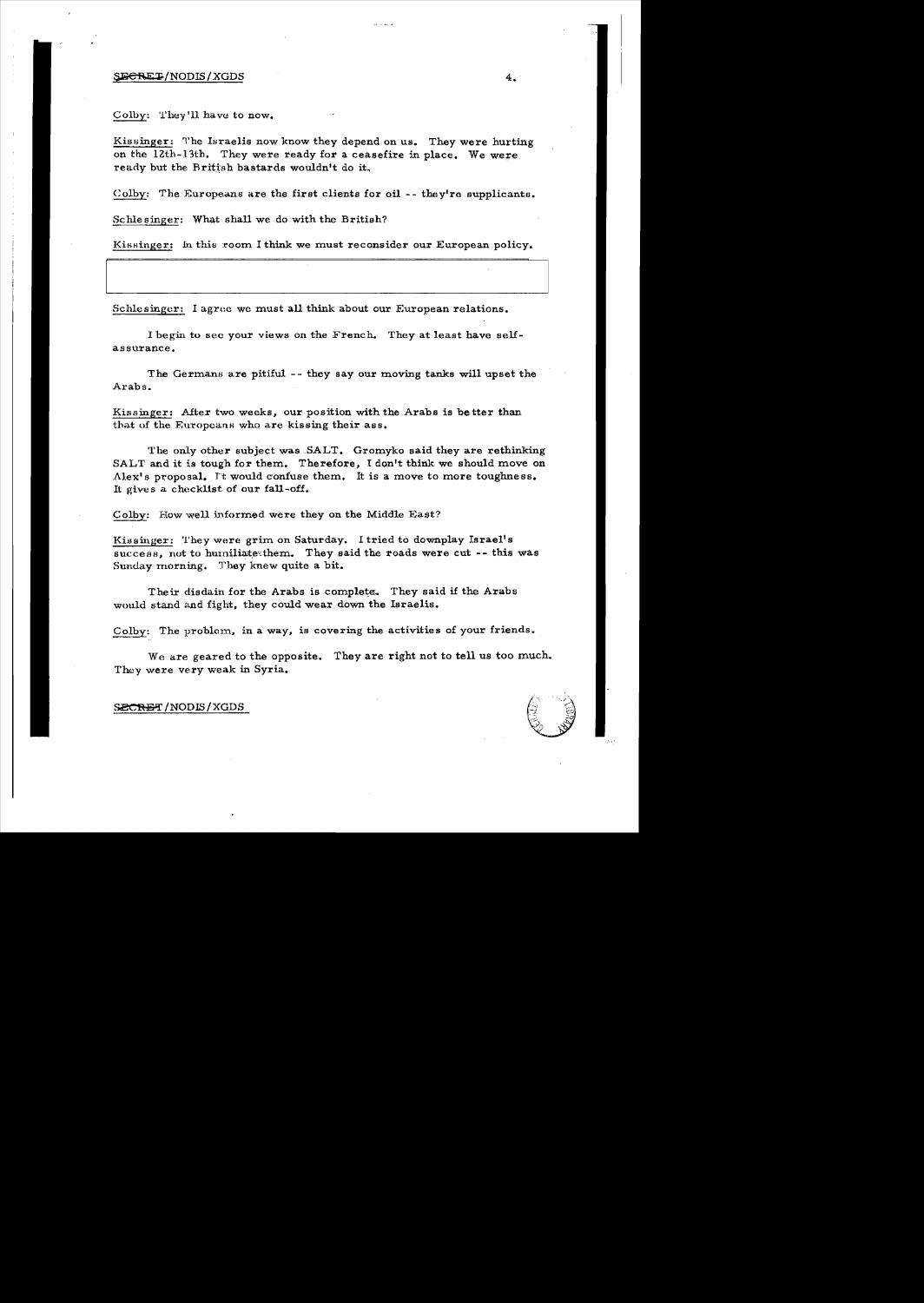Colby: They'll have to now.

Kissinger: The Israelis now know they depend on us. They were hurting on the 12th-13th. They were ready for a ceasefire in place. We were ready but the British bastards wouldn't do it.

Colby: The Europeans are the first clients for oil -- they're supplicants.

Schlesinger: What shall we do with the British?

Kissinger: In this room I think we must reconsider our European policy.

Schlesinger: I agree we must all think about our European relations.

I begin to see your views on the French. They at least have self-assurance.

The Germans are pitiful -- they say our moving tanks will upset the Arabs.

Kissinger: After two weeks, our position with the Arabs is better than that of the Europeans who are kissing their ass.

The only other subject was SALT. Gromyko said they are rethinking SALT and it is tough for them. Therefore, I don't think we should move on Alex's proposal. It would confuse them. It is a move to more toughness. It gives a checklist of our fall-off.

Colby: How well informed were they on the Middle East?

Kissinger: They were grim on Saturday. I tried to downplay Israel's success, not to humiliate them. They said the roads were cut -- this was Sunday morning. They knew quite a bit.

Their disdain for the Arabs is complete. They said if the Arabs would stand and fight, they could wear down the Israelis.

Colby: The problem, in a way, is covering the activities of your friends.

We are geared to the opposite. They are right not to tell us too much. They were very weak in Syria.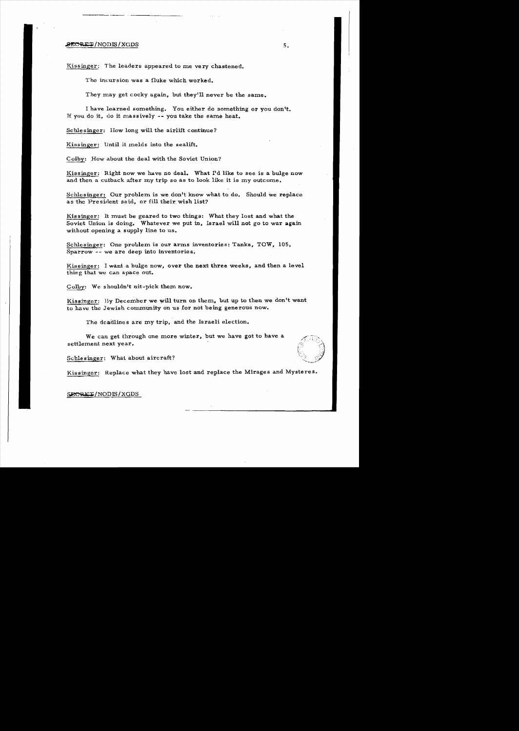Kissinger: The leaders appeared to me very chastened.

The incursion was a fluke which worked.

They may get cocky again, but they'll never be the same.

I have learned something. You either do something or you don't. If you do it, do it massively -- you take the same heat.

Schlesinger: How long will the airlift continue?

Kissinger: Until it melds into the sealift.

Colby: How about the deal with the Soviet Union?

Kissinger: Right now we have no deal. What I'd like to see is a bulge now and then a cutback after my trip so as to look like it is my outcome.

Schlesinger: Our problem is we don't know what to do. Should we replace as the President said, or fill their wish list?

Kissinger: It must be geared to two things: What they lost and what the Soviet Union is doing. Whatever we put in, Israel will not go to war again without opening a supply line to us.

Schlesinger: One problem is our arms inventories: Tanks, TOW, 105, Sparrow -- we are deep into inventories.

Kissinger: I want a bulge now, over the next three weeks, and then a level thing that we can space out.

Colby: We shouldn't nit-pick them now.

Kissinger: By December we will turn on them, but up to then we don't want to have the Jewish community on us for not being generous now.

The deadlines are my trip, and the Israeli election.

We can get through one more winter, but we have got to have a settlement next year.

Schlesinger: What about aircraft?

Kissinger: Replace what they have lost and replace the Mirages and Mysteres.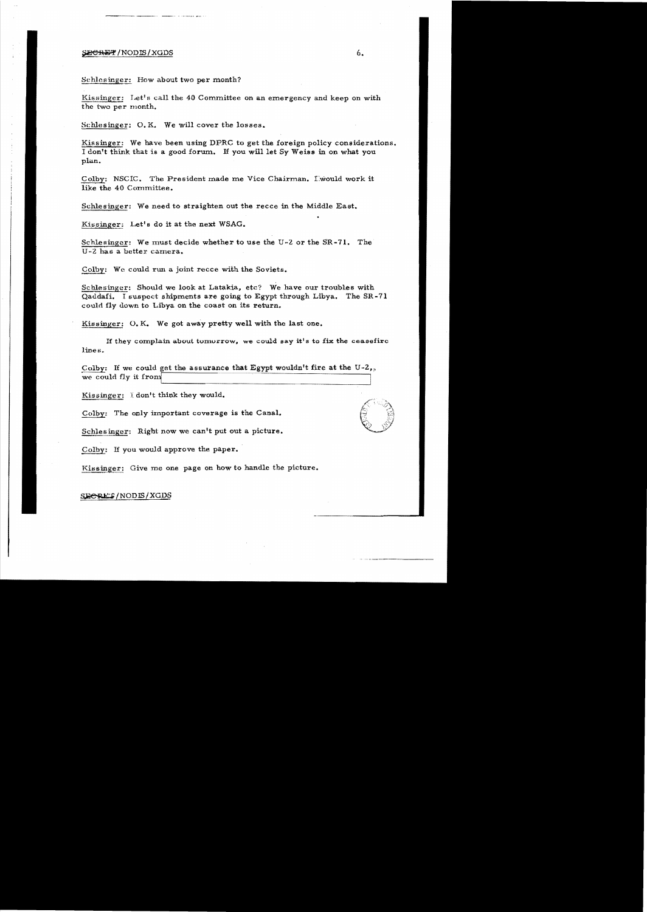Schlesinger: How about two per month?

Kissinger: Let's call the 40 Committee on an emergency and keep on with the two per month.

Schlesinger: O.K. We will cover the losses.

Kissinger: We have been using DPRC to get the foreign policy considerations. I don't think that is a good forum. If you will let Sy Weiss in on what you plan.

Colby: NSCIC. The President made me Vice Chairman. I would work it like the 40 Committee.

Schlesinger: We need to straighten out the recce in the Middle East.

Kissinger: Let's do it at the next WSAG.

Schlesinger: We must decide whether to use the U-2 or the SR-71. The U-2 has a better camera.

Colby: We could run a joint recce with the Soviets.

Schlesinger: Should we look at Latakia, etc? We have our troubles with Qaddafi. I suspect shipments are going to Egypt through Libya. The SR-71 could fly down to Libya on the coast on its return.

Kissinger: O.K. We got away pretty well with the last one.

If they complain about tomorrow, we could say it's to fix the ceasefire lines.

Colby: If we could get the assurance that Egypt wouldn't fire at the U-2, we could fly it from [redacted]

Kissinger: I don't think they would.

Colby: The only important coverage is the Canal.

Schlesinger: Right now we can't put out a picture.

Colby: If you would approve the paper.

Kissinger: Give me one page on how to handle the picture.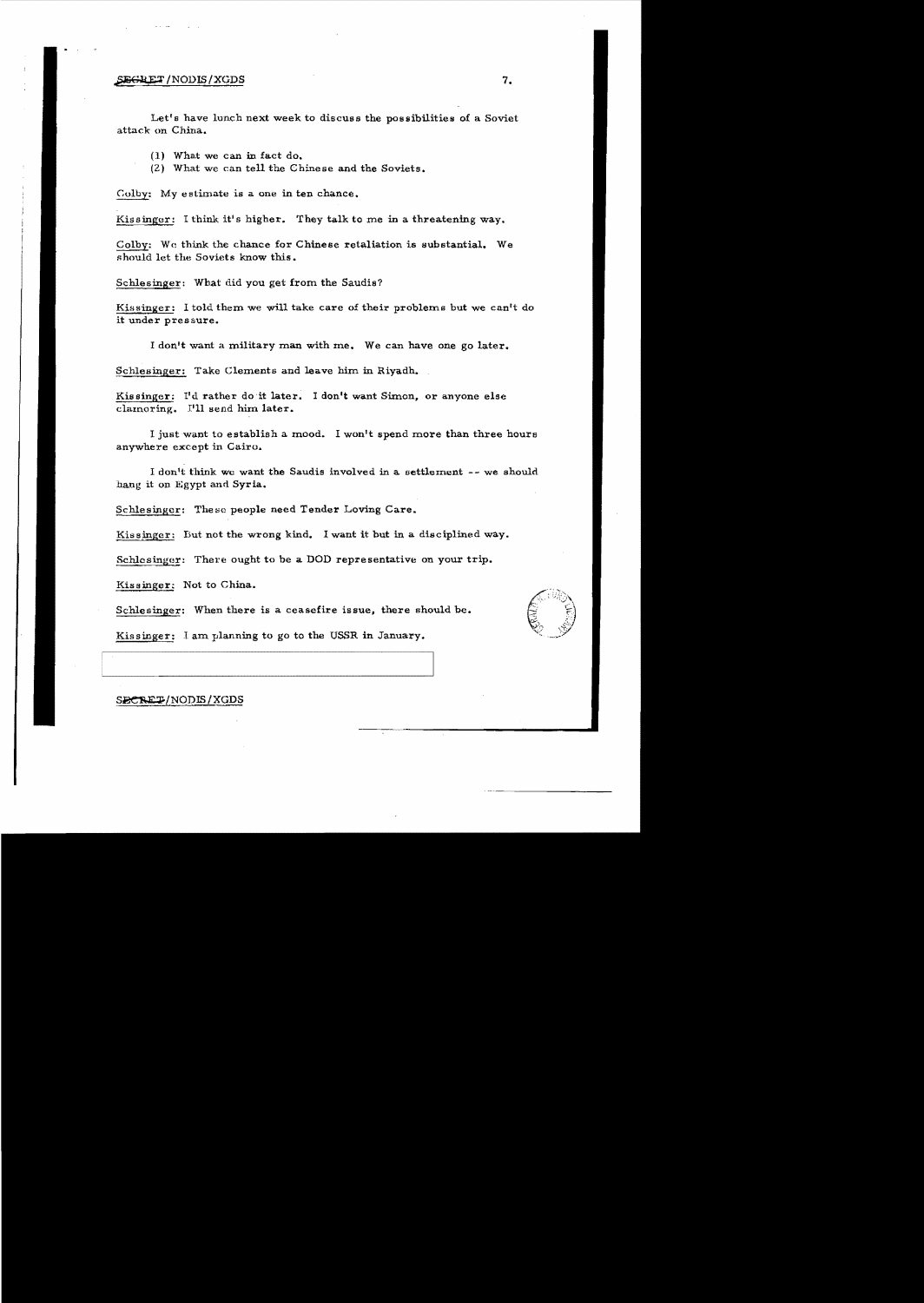Let's have lunch next week to discuss the possibilities of a Soviet attack on China.

(1) What we can in fact do.
(2) What we can tell the Chinese and the Soviets.

Colby: My estimate is a one in ten chance.

Kissinger: I think it's higher. They talk to me in a threatening way.

Colby: We think the chance for Chinese retaliation is substantial. We should let the Soviets know this.

Schlesinger: What did you get from the Saudis?

Kissinger: I told them we will take care of their problems but we can't do it under pressure.

I don't want a military man with me. We can have one go later.

Schlesinger: Take Clements and leave him in Riyadh.

Kissinger: I'd rather do it later. I don't want Simon, or anyone else clamoring. I'll send him later.

I just want to establish a mood. I won't spend more than three hours anywhere except in Cairo.

I don't think we want the Saudis involved in a settlement -- we should hang it on Egypt and Syria.

Schlesinger: These people need Tender Loving Care.

Kissinger: But not the wrong kind. I want it but in a disciplined way.

Schlesinger: There ought to be a DOD representative on your trip.

Kissinger: Not to China.

Schlesinger: When there is a ceasefire issue, there should be.

Kissinger: I am planning to go to the USSR in January.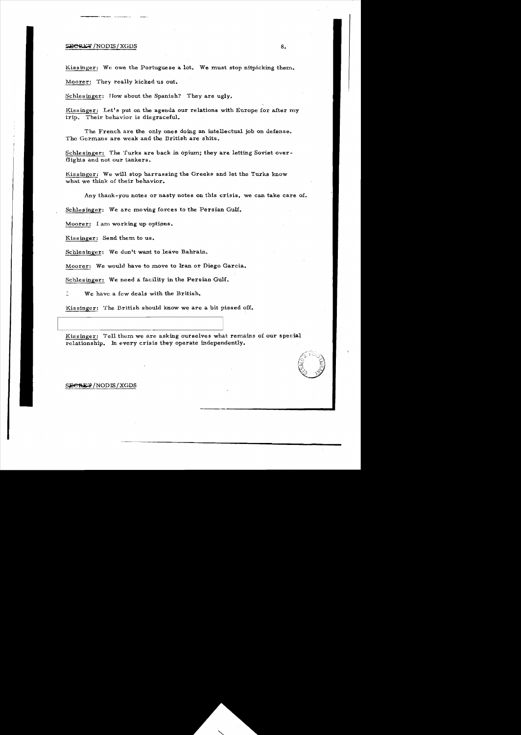SECRET/NODIS/XGDS

Kissinger: We owe the Portuguese a lot. We must stop nitpicking them.

Moorer: They really kicked us out.

Schlesinger: How about the Spanish? They are ugly.

Kissinger: Let's put on the agenda our relations with Europe for after my trip. Their behavior is disgraceful.

The French are the only ones doing an intellectual job on defense. The Germans are weak and the British are shits.

Schlesinger: The Turks are back in opium; they are letting Soviet overflights and not our tankers.

Kissinger: We will stop harrassing the Greeks and let the Turks know what we think of their behavior.

Any thank-you notes or nasty notes on this crisis, we can take care of.

Schlesinger: We are moving forces to the Persian Gulf.

Moorer: I am working up options.

Kissinger: Send them to us.

Schlesinger: We don't want to leave Bahrain.

Moorer: We would have to move to Iran or Diego Garcia.

Schlesinger: We need a facility in the Persian Gulf.

We have a few deals with the British.

Kissinger: The British should know we are a bit pissed off.

Kissinger: Tell them we are asking ourselves what remains of our special relationship. In every crisis they operate independently.

SECRET/NODIS/XGDS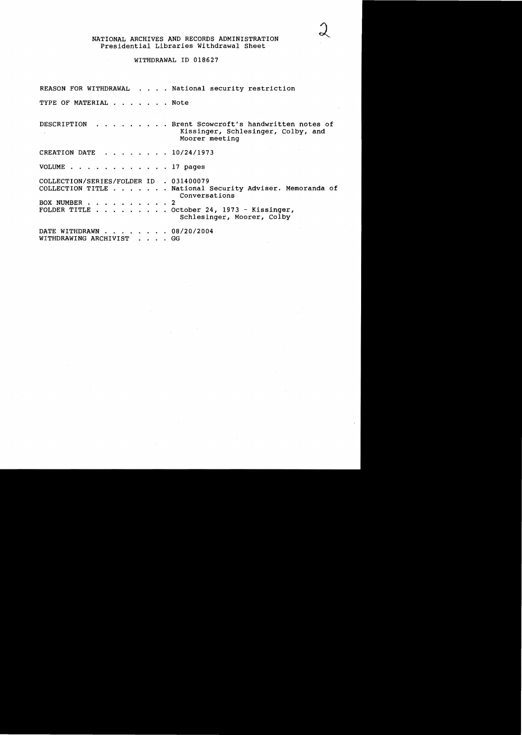NATIONAL ARCHIVES AND RECORDS ADMINISTRATION
Presidential Libraries Withdrawal Sheet

WITHDRAWAL ID 018627

REASON FOR WITHDRAWAL . . . . National security restriction

TYPE OF MATERIAL . . . . . . . Note

DESCRIPTION . . . . . . . . . Brent Scowcroft's handwritten notes of Kissinger, Schlesinger, Colby, and Moorer meeting

CREATION DATE . . . . . . . . 10/24/1973

VOLUME . . . . . . . . . . . . 17 pages

COLLECTION/SERIES/FOLDER ID . 031400079
COLLECTION TITLE . . . . . . . National Security Adviser. Memoranda of Conversations
BOX NUMBER . . . . . . . . . . 2
FOLDER TITLE . . . . . . . . . October 24, 1973 - Kissinger, Schlesinger, Moorer, Colby

DATE WITHDRAWN . . . . . . . . 08/20/2004
WITHDRAWING ARCHIVIST . . . . GG